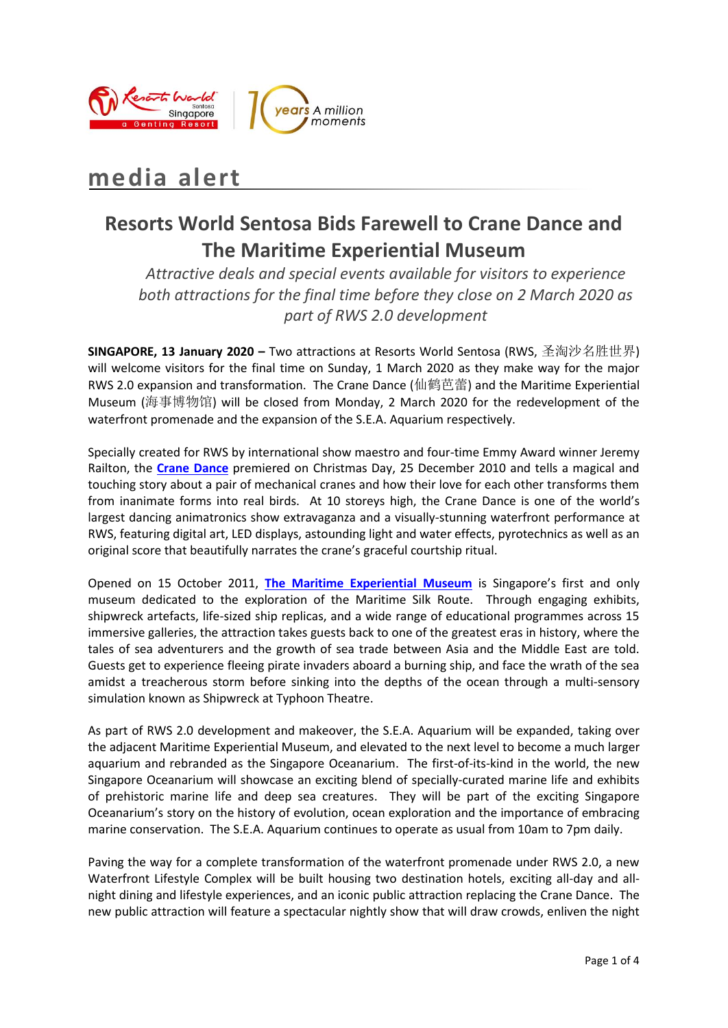media alert

# Resorts World Sentosa Bids Farewell to Crane Dance and The Maritime Experiential Museum

*Attractive deals and special events available for visitors to experience both attractions for the final time before they close on 2 March 2020 as part of RWS 2.0 development*

**SINGAPORE, 13 January 2020 –** Two attractions at Resorts World Sentosa (RWS, 圣淘沙名胜世界) will welcome visitors for the final time on Sunday, 1 March 2020 as they make way for the major RWS 2.0 expansion and transformation. The Crane Dance (仙鹤芭蕾) and the Maritime Experiential Museum (海事博物馆) will be closed from Monday, 2 March 2020 for the redevelopment of the waterfront promenade and the expansion of the S.E.A. Aquarium respectively.

Specially created for RWS by international show maestro and four-time Emmy Award winner Jeremy Railton, the **Crane Dance** premiered on Christmas Day, 25 December 2010 and tells a magical and touching story about a pair of mechanical cranes and how their love for each other transforms them from inanimate forms into real birds. At 10 storeys high, the Crane Dance is one of the world's largest dancing animatronics show extravaganza and a visually-stunning waterfront performance at RWS, featuring digital art, LED displays, astounding light and water effects, pyrotechnics as well as an original score that beautifully narrates the crane's graceful courtship ritual.

Opened on 15 October 2011, **The Maritime Experiential Museum** is Singapore's first and only museum dedicated to the exploration of the Maritime Silk Route. Through engaging exhibits, shipwreck artefacts, life-sized ship replicas, and a wide range of educational programmes across 15 immersive galleries, the attraction takes guests back to one of the greatest eras in history, where the tales of sea adventurers and the growth of sea trade between Asia and the Middle East are told. Guests get to experience fleeing pirate invaders aboard a burning ship, and face the wrath of the sea amidst a treacherous storm before sinking into the depths of the ocean through a multi-sensory simulation known as Shipwreck at Typhoon Theatre.

As part of RWS 2.0 development and makeover, the S.E.A. Aquarium will be expanded, taking over the adjacent Maritime Experiential Museum, and elevated to the next level to become a much larger aquarium and rebranded as the Singapore Oceanarium. The first-of-its-kind in the world, the new Singapore Oceanarium will showcase an exciting blend of specially-curated marine life and exhibits of prehistoric marine life and deep sea creatures. They will be part of the exciting Singapore Oceanarium's story on the history of evolution, ocean exploration and the importance of embracing marine conservation. The S.E.A. Aquarium continues to operate as usual from 10am to 7pm daily.

Paving the way for a complete transformation of the waterfront promenade under RWS 2.0, a new Waterfront Lifestyle Complex will be built housing two destination hotels, exciting all-day and all-night dining and lifestyle experiences, and an iconic public attraction replacing the Crane Dance. The new public attraction will feature a spectacular nightly show that will draw crowds, enliven the night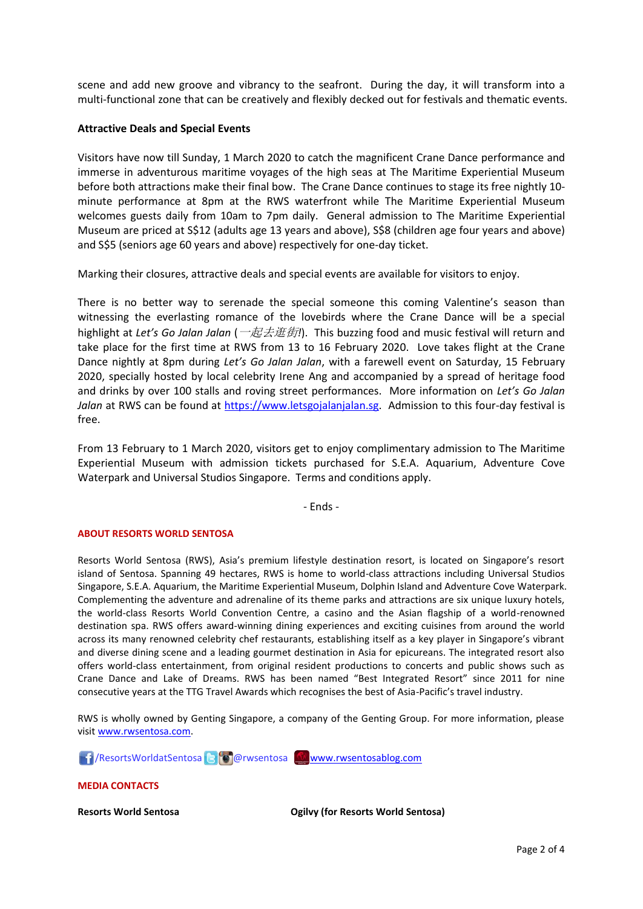scene and add new groove and vibrancy to the seafront. During the day, it will transform into a multi-functional zone that can be creatively and flexibly decked out for festivals and thematic events.

**Attractive Deals and Special Events**

Visitors have now till Sunday, 1 March 2020 to catch the magnificent Crane Dance performance and immerse in adventurous maritime voyages of the high seas at The Maritime Experiential Museum before both attractions make their final bow. The Crane Dance continues to stage its free nightly 10-minute performance at 8pm at the RWS waterfront while The Maritime Experiential Museum welcomes guests daily from 10am to 7pm daily. General admission to The Maritime Experiential Museum are priced at S$12 (adults age 13 years and above), S$8 (children age four years and above) and S$5 (seniors age 60 years and above) respectively for one-day ticket.

Marking their closures, attractive deals and special events are available for visitors to enjoy.

There is no better way to serenade the special someone this coming Valentine's season than witnessing the everlasting romance of the lovebirds where the Crane Dance will be a special highlight at *Let's Go Jalan Jalan* (*一起去逛街!*). This buzzing food and music festival will return and take place for the first time at RWS from 13 to 16 February 2020. Love takes flight at the Crane Dance nightly at 8pm during *Let's Go Jalan Jalan*, with a farewell event on Saturday, 15 February 2020, specially hosted by local celebrity Irene Ang and accompanied by a spread of heritage food and drinks by over 100 stalls and roving street performances. More information on *Let's Go Jalan Jalan* at RWS can be found at https://www.letsgojalanjalan.sg. Admission to this four-day festival is free.

From 13 February to 1 March 2020, visitors get to enjoy complimentary admission to The Maritime Experiential Museum with admission tickets purchased for S.E.A. Aquarium, Adventure Cove Waterpark and Universal Studios Singapore. Terms and conditions apply.

- Ends -

**ABOUT RESORTS WORLD SENTOSA**

Resorts World Sentosa (RWS), Asia's premium lifestyle destination resort, is located on Singapore's resort island of Sentosa. Spanning 49 hectares, RWS is home to world-class attractions including Universal Studios Singapore, S.E.A. Aquarium, the Maritime Experiential Museum, Dolphin Island and Adventure Cove Waterpark. Complementing the adventure and adrenaline of its theme parks and attractions are six unique luxury hotels, the world-class Resorts World Convention Centre, a casino and the Asian flagship of a world-renowned destination spa. RWS offers award-winning dining experiences and exciting cuisines from around the world across its many renowned celebrity chef restaurants, establishing itself as a key player in Singapore's vibrant and diverse dining scene and a leading gourmet destination in Asia for epicureans. The integrated resort also offers world-class entertainment, from original resident productions to concerts and public shows such as Crane Dance and Lake of Dreams. RWS has been named "Best Integrated Resort" since 2011 for nine consecutive years at the TTG Travel Awards which recognises the best of Asia-Pacific's travel industry.

RWS is wholly owned by Genting Singapore, a company of the Genting Group. For more information, please visit www.rwsentosa.com.

/ResortsWorldatSentosa @rwsentosa www.rwsentosablog.com

**MEDIA CONTACTS**

**Resorts World Sentosa**

**Ogilvy (for Resorts World Sentosa)**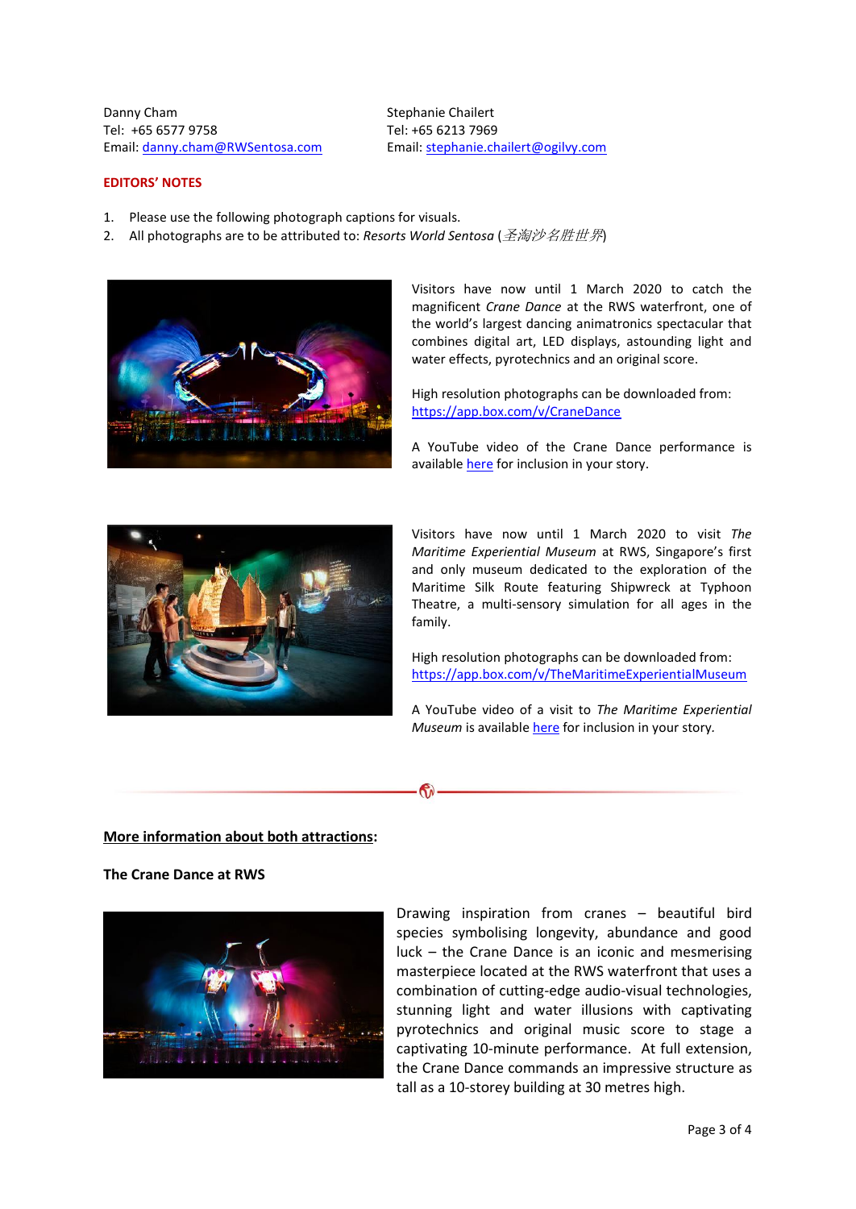Danny Cham
Tel: +65 6577 9758
Email: danny.cham@RWSentosa.com

Stephanie Chailert
Tel: +65 6213 7969
Email: stephanie.chailert@ogilvy.com

**EDITORS' NOTES**

1. Please use the following photograph captions for visuals.
2. All photographs are to be attributed to: *Resorts World Sentosa* (*圣淘沙名胜世界*)

Visitors have now until 1 March 2020 to catch the magnificent *Crane Dance* at the RWS waterfront, one of the world's largest dancing animatronics spectacular that combines digital art, LED displays, astounding light and water effects, pyrotechnics and an original score.

High resolution photographs can be downloaded from: https://app.box.com/v/CraneDance

A YouTube video of the Crane Dance performance is available here for inclusion in your story.

Visitors have now until 1 March 2020 to visit *The Maritime Experiential Museum* at RWS, Singapore's first and only museum dedicated to the exploration of the Maritime Silk Route featuring Shipwreck at Typhoon Theatre, a multi-sensory simulation for all ages in the family.

High resolution photographs can be downloaded from: https://app.box.com/v/TheMaritimeExperientialMuseum

A YouTube video of a visit to *The Maritime Experiential Museum* is available here for inclusion in your story.

---

**More information about both attractions:**

**The Crane Dance at RWS**

Drawing inspiration from cranes – beautiful bird species symbolising longevity, abundance and good luck – the Crane Dance is an iconic and mesmerising masterpiece located at the RWS waterfront that uses a combination of cutting-edge audio-visual technologies, stunning light and water illusions with captivating pyrotechnics and original music score to stage a captivating 10-minute performance. At full extension, the Crane Dance commands an impressive structure as tall as a 10-storey building at 30 metres high.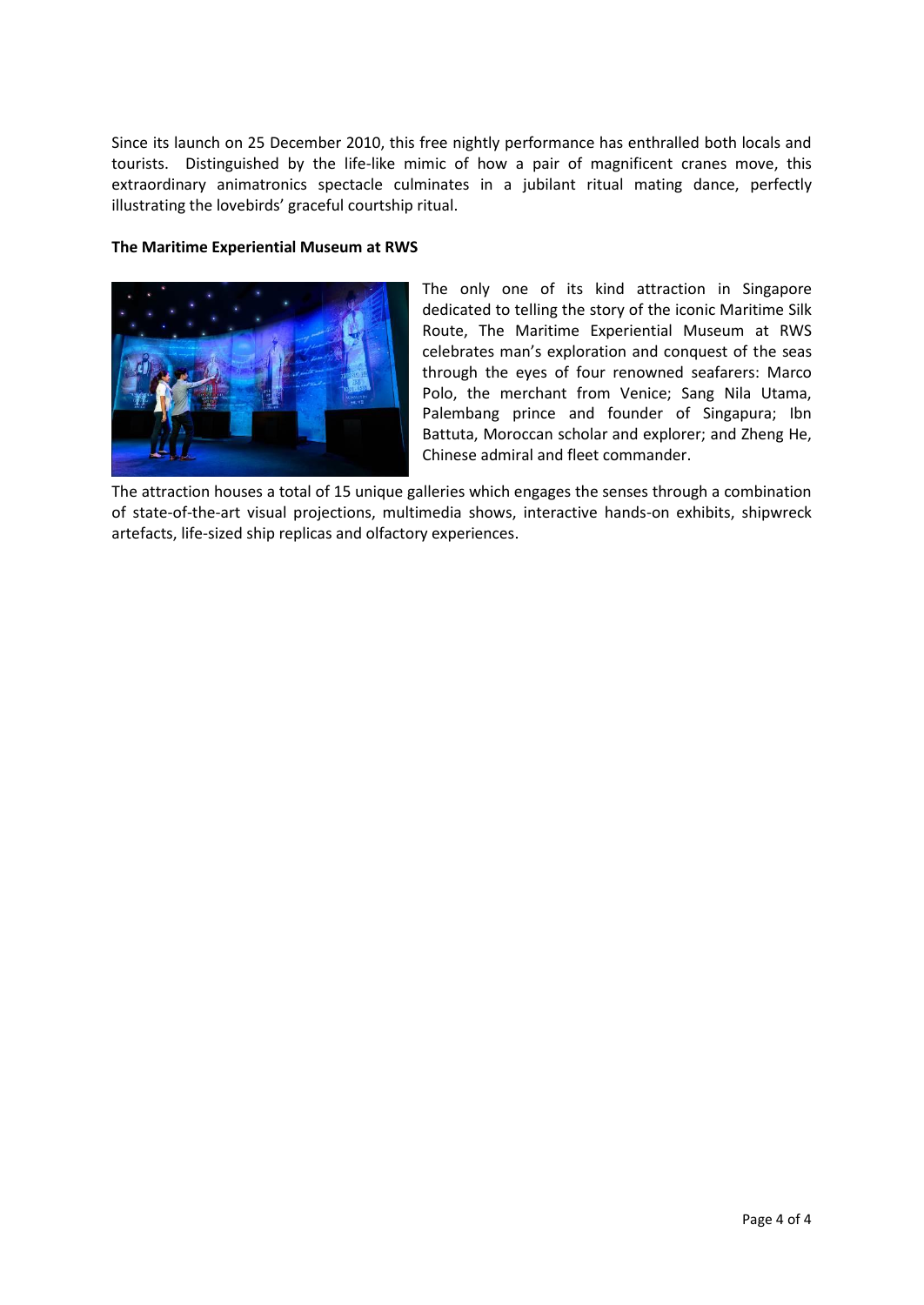Since its launch on 25 December 2010, this free nightly performance has enthralled both locals and tourists. Distinguished by the life-like mimic of how a pair of magnificent cranes move, this extraordinary animatronics spectacle culminates in a jubilant ritual mating dance, perfectly illustrating the lovebirds' graceful courtship ritual.

**The Maritime Experiential Museum at RWS**

The only one of its kind attraction in Singapore dedicated to telling the story of the iconic Maritime Silk Route, The Maritime Experiential Museum at RWS celebrates man's exploration and conquest of the seas through the eyes of four renowned seafarers: Marco Polo, the merchant from Venice; Sang Nila Utama, Palembang prince and founder of Singapura; Ibn Battuta, Moroccan scholar and explorer; and Zheng He, Chinese admiral and fleet commander.

The attraction houses a total of 15 unique galleries which engages the senses through a combination of state-of-the-art visual projections, multimedia shows, interactive hands-on exhibits, shipwreck artefacts, life-sized ship replicas and olfactory experiences.